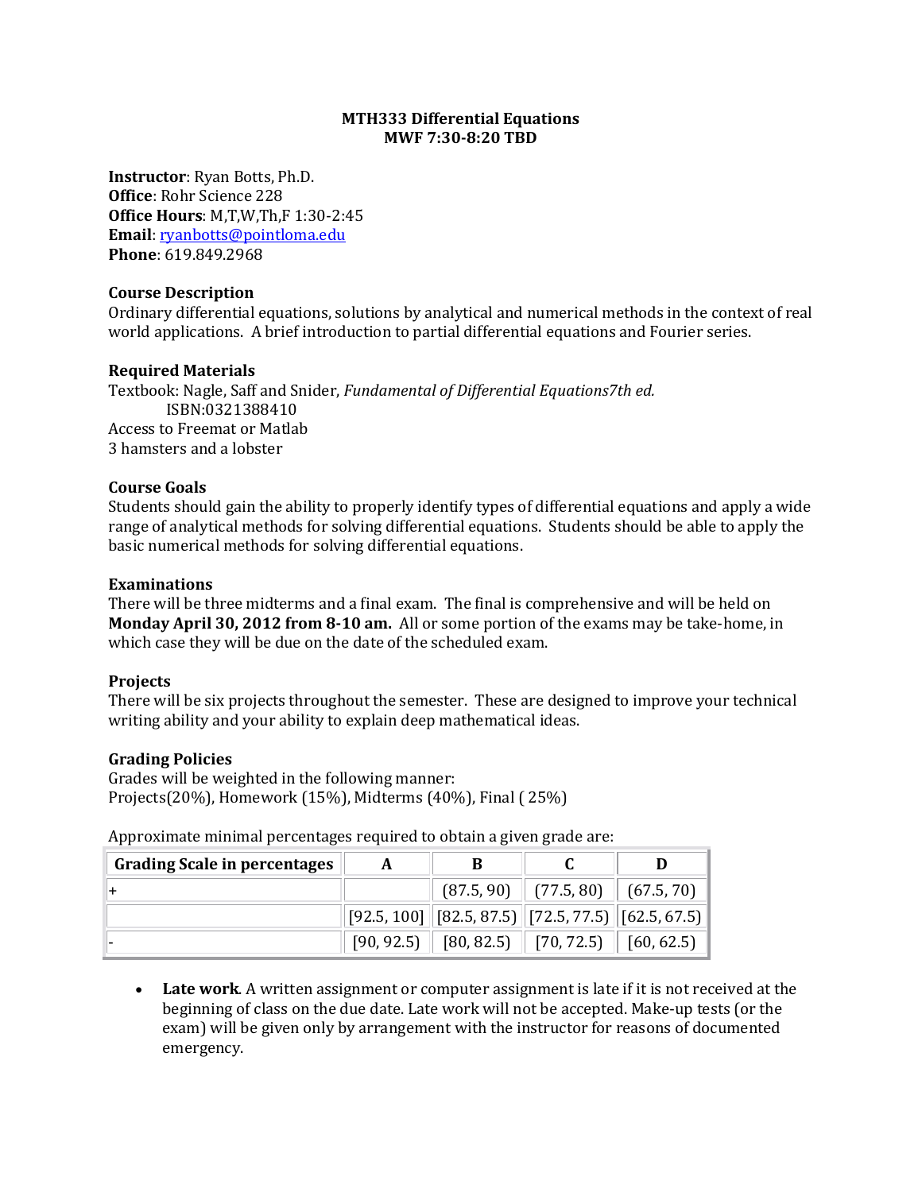**MTH333 Differential Equations**
**MWF 7:30-8:20 TBD**

**Instructor**: Ryan Botts, Ph.D.
**Office**: Rohr Science 228
**Office Hours**: M,T,W,Th,F 1:30-2:45
**Email**: ryanbotts@pointloma.edu
**Phone**: 619.849.2968

### Course Description

Ordinary differential equations, solutions by analytical and numerical methods in the context of real world applications. A brief introduction to partial differential equations and Fourier series.

### Required Materials

Textbook: Nagle, Saff and Snider, *Fundamental of Differential Equations7th ed.*
ISBN:0321388410
Access to Freemat or Matlab
3 hamsters and a lobster

### Course Goals

Students should gain the ability to properly identify types of differential equations and apply a wide range of analytical methods for solving differential equations. Students should be able to apply the basic numerical methods for solving differential equations.

### Examinations

There will be three midterms and a final exam. The final is comprehensive and will be held on **Monday April 30, 2012 from 8-10 am.** All or some portion of the exams may be take-home, in which case they will be due on the date of the scheduled exam.

### Projects

There will be six projects throughout the semester. These are designed to improve your technical writing ability and your ability to explain deep mathematical ideas.

### Grading Policies

Grades will be weighted in the following manner:
Projects(20%), Homework (15%), Midterms (40%), Final ( 25%)

Approximate minimal percentages required to obtain a given grade are:

| Grading Scale in percentages | A | B | C | D |
|---|---|---|---|---|
| + | | (87.5, 90) | (77.5, 80) | (67.5, 70) |
| | [92.5, 100] | [82.5, 87.5) | [72.5, 77.5) | [62.5, 67.5) |
| - | [90, 92.5) | [80, 82.5) | [70, 72.5) | [60, 62.5) |

- **Late work**. A written assignment or computer assignment is late if it is not received at the beginning of class on the due date. Late work will not be accepted. Make-up tests (or the exam) will be given only by arrangement with the instructor for reasons of documented emergency.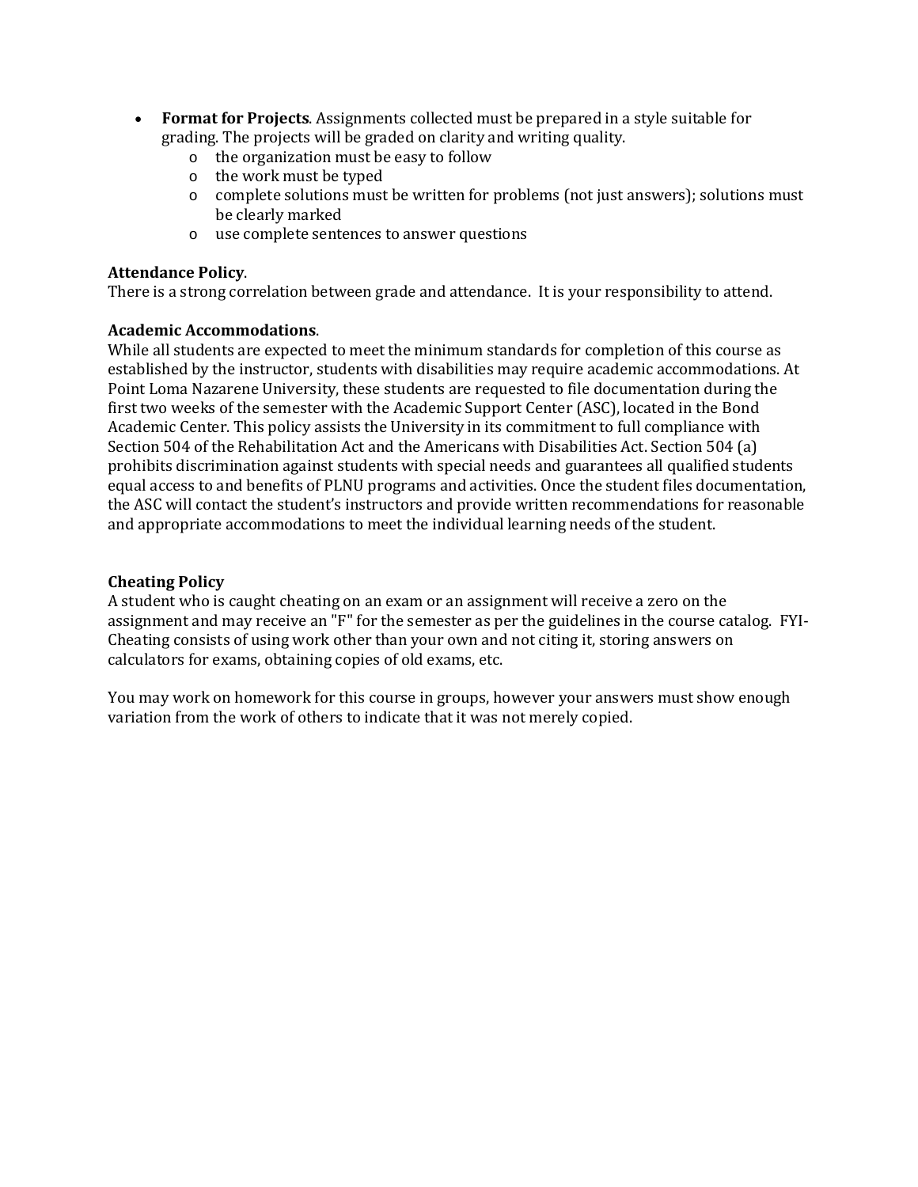- **Format for Projects**. Assignments collected must be prepared in a style suitable for grading. The projects will be graded on clarity and writing quality.
  - the organization must be easy to follow
  - the work must be typed
  - complete solutions must be written for problems (not just answers); solutions must be clearly marked
  - use complete sentences to answer questions

**Attendance Policy**.
There is a strong correlation between grade and attendance. It is your responsibility to attend.

**Academic Accommodations**.
While all students are expected to meet the minimum standards for completion of this course as established by the instructor, students with disabilities may require academic accommodations. At Point Loma Nazarene University, these students are requested to file documentation during the first two weeks of the semester with the Academic Support Center (ASC), located in the Bond Academic Center. This policy assists the University in its commitment to full compliance with Section 504 of the Rehabilitation Act and the Americans with Disabilities Act. Section 504 (a) prohibits discrimination against students with special needs and guarantees all qualified students equal access to and benefits of PLNU programs and activities. Once the student files documentation, the ASC will contact the student's instructors and provide written recommendations for reasonable and appropriate accommodations to meet the individual learning needs of the student.

**Cheating Policy**
A student who is caught cheating on an exam or an assignment will receive a zero on the assignment and may receive an "F" for the semester as per the guidelines in the course catalog. FYI-Cheating consists of using work other than your own and not citing it, storing answers on calculators for exams, obtaining copies of old exams, etc.

You may work on homework for this course in groups, however your answers must show enough variation from the work of others to indicate that it was not merely copied.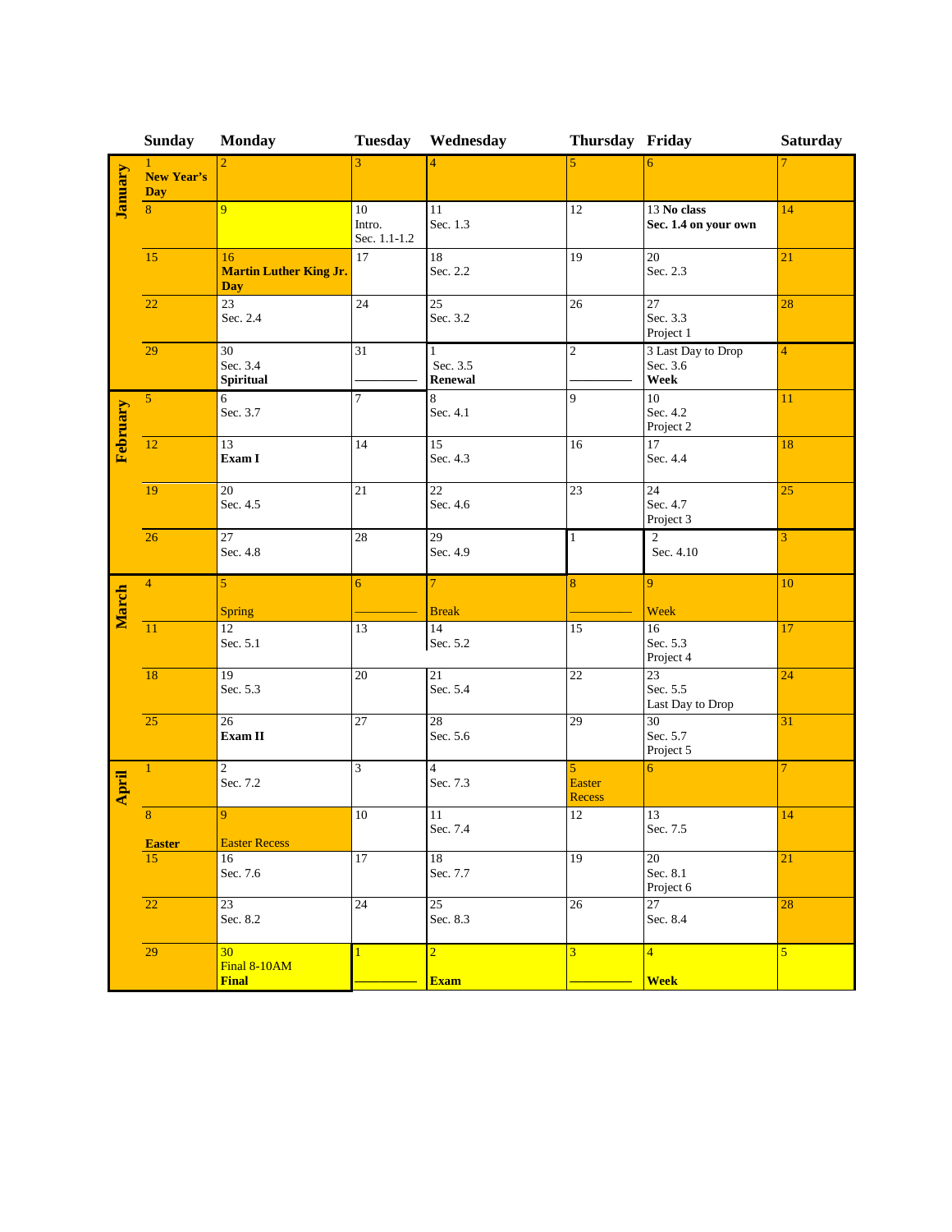| | Sunday | Monday | Tuesday | Wednesday | Thursday | Friday | Saturday |
|---|---|---|---|---|---|---|---|
| **January** | 1 **New Year's Day** | 2 | 3 | 4 | 5 | 6 | 7 |
| | 8 | 9 | 10 Intro. Sec. 1.1-1.2 | 11 Sec. 1.3 | 12 | 13 **No class Sec. 1.4 on your own** | 14 |
| | 15 | 16 **Martin Luther King Jr. Day** | 17 | 18 Sec. 2.2 | 19 | 20 Sec. 2.3 | 21 |
| | 22 | 23 Sec. 2.4 | 24 | 25 Sec. 3.2 | 26 | 27 Sec. 3.3 Project 1 | 28 |
| | 29 | 30 Sec. 3.4 **Spiritual** | 31 | 1 Sec. 3.5 **Renewal** | 2 | 3 Last Day to Drop Sec. 3.6 **Week** | 4 |
| **February** | 5 | 6 Sec. 3.7 | 7 | 8 Sec. 4.1 | 9 | 10 Sec. 4.2 Project 2 | 11 |
| | 12 | 13 **Exam I** | 14 | 15 Sec. 4.3 | 16 | 17 Sec. 4.4 | 18 |
| | 19 | 20 Sec. 4.5 | 21 | 22 Sec. 4.6 | 23 | 24 Sec. 4.7 Project 3 | 25 |
| | 26 | 27 Sec. 4.8 | 28 | 29 Sec. 4.9 | 1 | 2 Sec. 4.10 | 3 |
| **March** | 4 | 5 Spring | 6 | 7 Break | 8 | 9 Week | 10 |
| | 11 | 12 Sec. 5.1 | 13 | 14 Sec. 5.2 | 15 | 16 Sec. 5.3 Project 4 | 17 |
| | 18 | 19 Sec. 5.3 | 20 | 21 Sec. 5.4 | 22 | 23 Sec. 5.5 Last Day to Drop | 24 |
| | 25 | 26 **Exam II** | 27 | 28 Sec. 5.6 | 29 | 30 Sec. 5.7 Project 5 | 31 |
| **April** | 1 | 2 Sec. 7.2 | 3 | 4 Sec. 7.3 | 5 Easter Recess | 6 | 7 |
| | 8 **Easter** | 9 Easter Recess | 10 | 11 Sec. 7.4 | 12 | 13 Sec. 7.5 | 14 |
| | 15 | 16 Sec. 7.6 | 17 | 18 Sec. 7.7 | 19 | 20 Sec. 8.1 Project 6 | 21 |
| | 22 | 23 Sec. 8.2 | 24 | 25 Sec. 8.3 | 26 | 27 Sec. 8.4 | 28 |
| | 29 | 30 Final 8-10AM **Final** | 1 | 2 **Exam** | 3 | 4 **Week** | 5 |